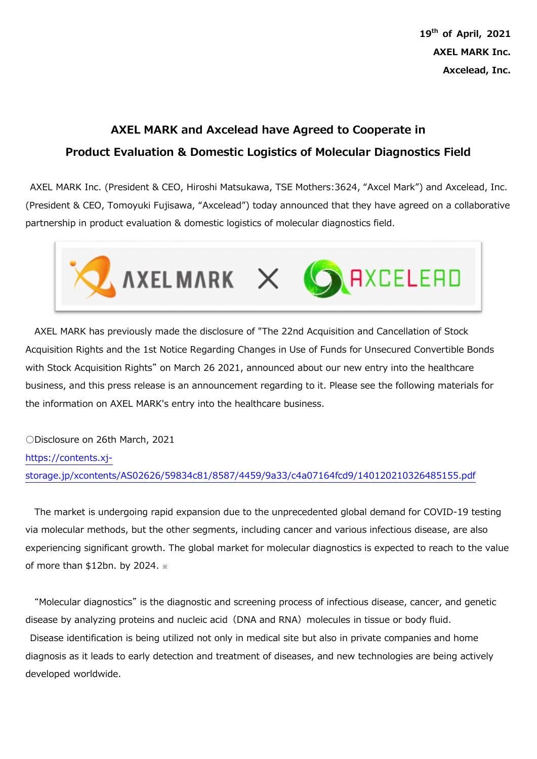**19th of April, 2021**
**AXEL MARK Inc.**
**Axcelead, Inc.**

# AXEL MARK and Axcelead have Agreed to Cooperate in Product Evaluation & Domestic Logistics of Molecular Diagnostics Field

AXEL MARK Inc. (President & CEO, Hiroshi Matsukawa, TSE Mothers:3624, "Axcel Mark") and Axcelead, Inc. (President & CEO, Tomoyuki Fujisawa, "Axcelead") today announced that they have agreed on a collaborative partnership in product evaluation & domestic logistics of molecular diagnostics field.

AXEL MARK has previously made the disclosure of "The 22nd Acquisition and Cancellation of Stock Acquisition Rights and the 1st Notice Regarding Changes in Use of Funds for Unsecured Convertible Bonds with Stock Acquisition Rights" on March 26 2021, announced about our new entry into the healthcare business, and this press release is an announcement regarding to it. Please see the following materials for the information on AXEL MARK's entry into the healthcare business.

〇Disclosure on 26th March, 2021
https://contents.xj-storage.jp/xcontents/AS02626/59834c81/8587/4459/9a33/c4a07164fcd9/140120210326485155.pdf

The market is undergoing rapid expansion due to the unprecedented global demand for COVID-19 testing via molecular methods, but the other segments, including cancer and various infectious disease, are also experiencing significant growth. The global market for molecular diagnostics is expected to reach to the value of more than $12bn. by 2024. ※

"Molecular diagnostics" is the diagnostic and screening process of infectious disease, cancer, and genetic disease by analyzing proteins and nucleic acid（DNA and RNA）molecules in tissue or body fluid.
Disease identification is being utilized not only in medical site but also in private companies and home diagnosis as it leads to early detection and treatment of diseases, and new technologies are being actively developed worldwide.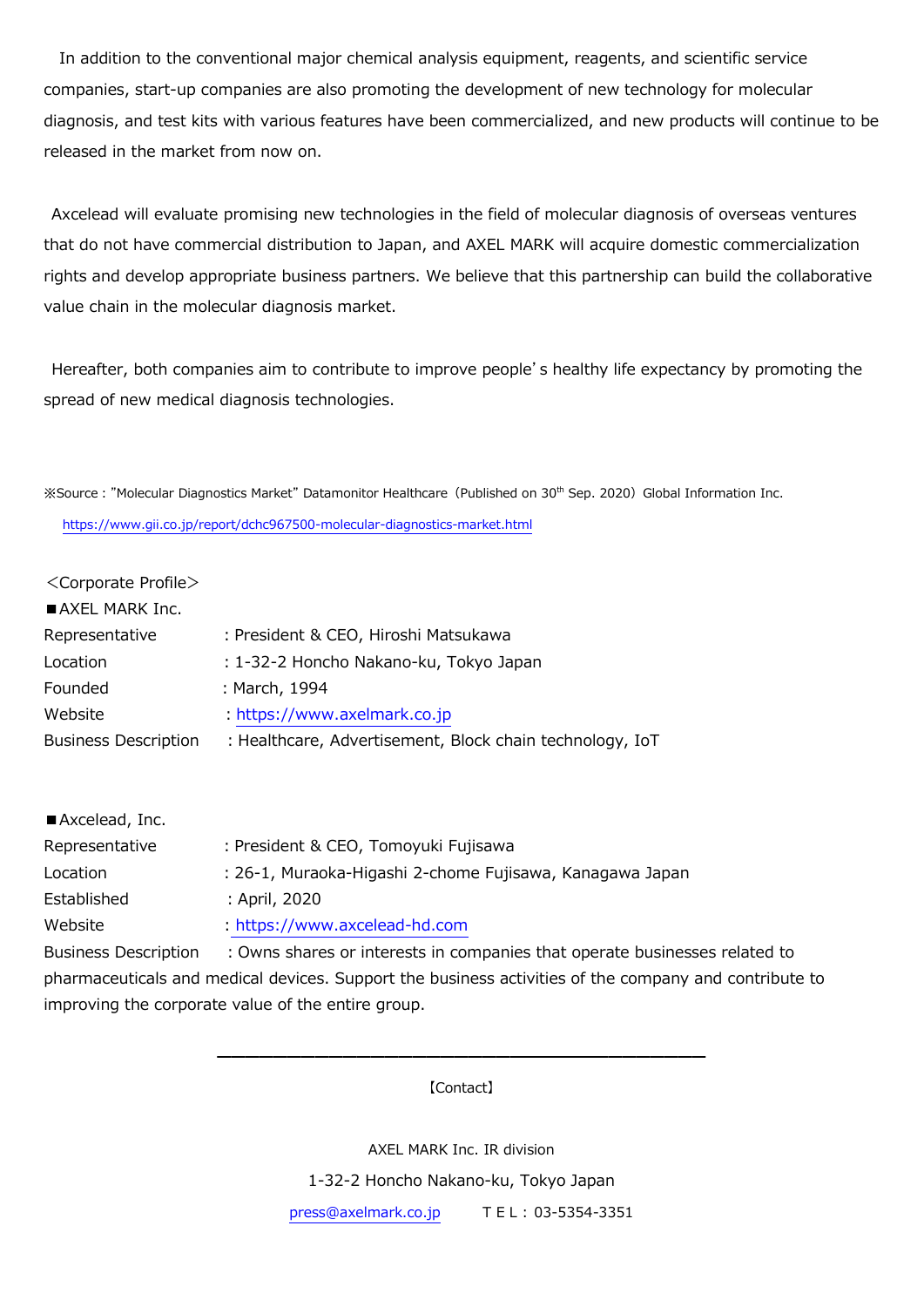In addition to the conventional major chemical analysis equipment, reagents, and scientific service companies, start-up companies are also promoting the development of new technology for molecular diagnosis, and test kits with various features have been commercialized, and new products will continue to be released in the market from now on.

Axcelead will evaluate promising new technologies in the field of molecular diagnosis of overseas ventures that do not have commercial distribution to Japan, and AXEL MARK will acquire domestic commercialization rights and develop appropriate business partners. We believe that this partnership can build the collaborative value chain in the molecular diagnosis market.

Hereafter, both companies aim to contribute to improve people's healthy life expectancy by promoting the spread of new medical diagnosis technologies.

※Source : "Molecular Diagnostics Market" Datamonitor Healthcare（Published on 30th Sep. 2020）Global Information Inc.
https://www.gii.co.jp/report/dchc967500-molecular-diagnostics-market.html

<Corporate Profile>

■AXEL MARK Inc.

Representative : President & CEO, Hiroshi Matsukawa
Location : 1-32-2 Honcho Nakano-ku, Tokyo Japan
Founded : March, 1994
Website : https://www.axelmark.co.jp
Business Description : Healthcare, Advertisement, Block chain technology, IoT

■Axcelead, Inc.

Representative : President & CEO, Tomoyuki Fujisawa
Location : 26-1, Muraoka-Higashi 2-chome Fujisawa, Kanagawa Japan
Established : April, 2020
Website : https://www.axcelead-hd.com
Business Description : Owns shares or interests in companies that operate businesses related to pharmaceuticals and medical devices. Support the business activities of the company and contribute to improving the corporate value of the entire group.

---

【Contact】

AXEL MARK Inc. IR division
1-32-2 Honcho Nakano-ku, Tokyo Japan
press@axelmark.co.jp　　ＴＥＬ：03-5354-3351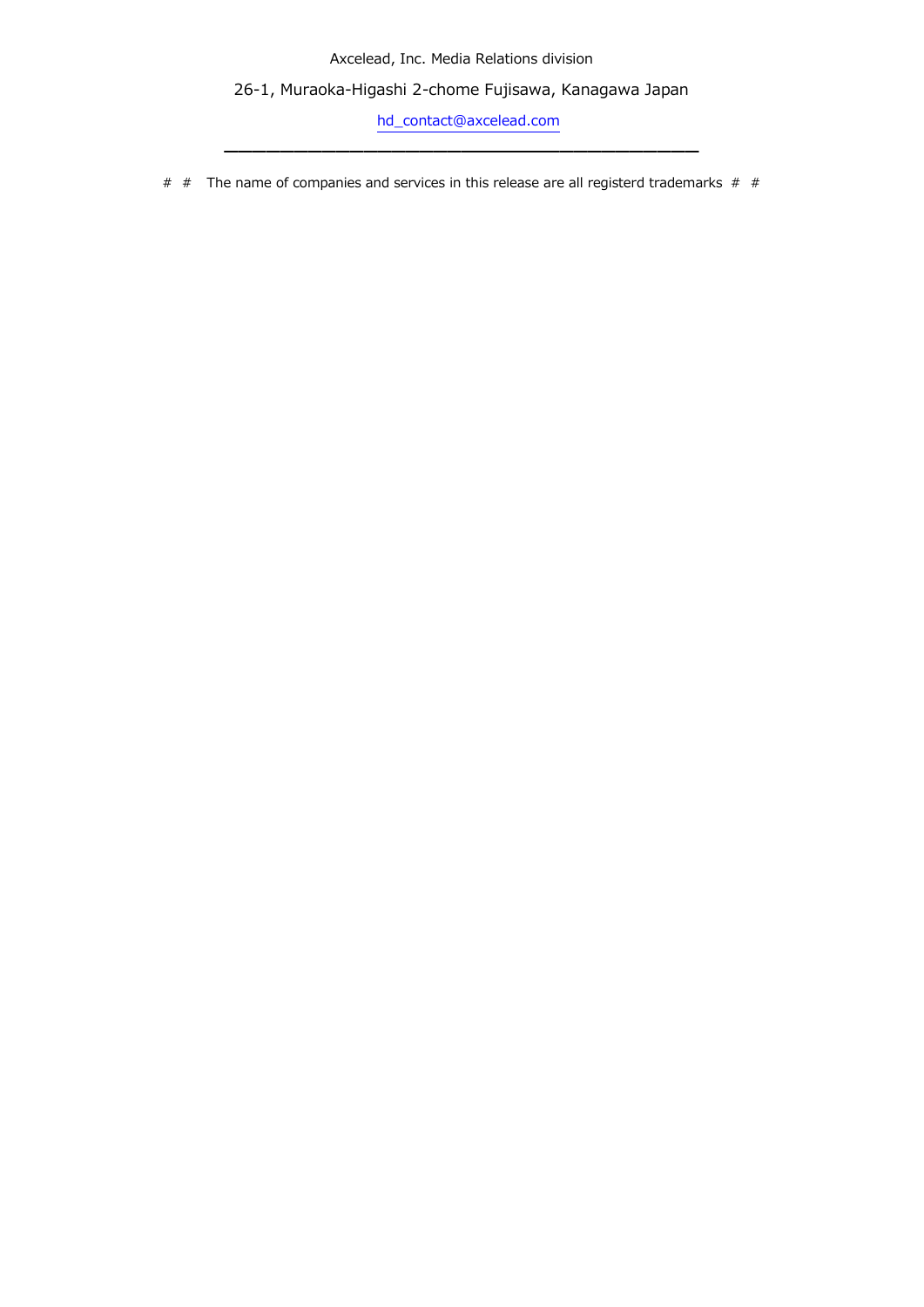Axcelead, Inc. Media Relations division

26-1, Muraoka-Higashi 2-chome Fujisawa, Kanagawa Japan

hd_contact@axcelead.com

---

# # The name of companies and services in this release are all registerd trademarks # #